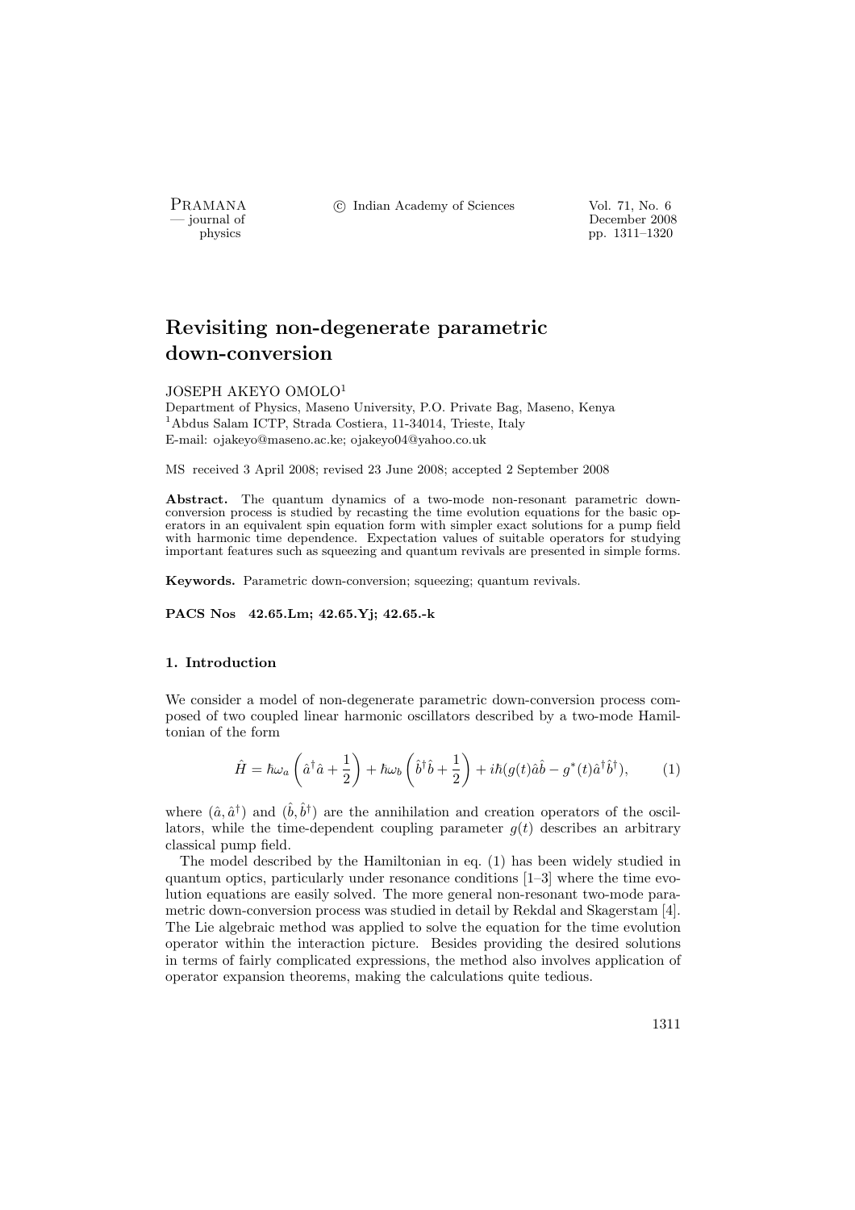# Revisiting non-degenerate parametric down-conversion

JOSEPH AKEYO OMOLO[1]

Department of Physics, Maseno University, P.O. Private Bag, Maseno, Kenya
[1]Abdus Salam ICTP, Strada Costiera, 11-34014, Trieste, Italy
E-mail: ojakeyo@maseno.ac.ke; ojakeyo04@yahoo.co.uk

MS received 3 April 2008; revised 23 June 2008; accepted 2 September 2008

**Abstract.** The quantum dynamics of a two-mode non-resonant parametric down-conversion process is studied by recasting the time evolution equations for the basic operators in an equivalent spin equation form with simpler exact solutions for a pump field with harmonic time dependence. Expectation values of suitable operators for studying important features such as squeezing and quantum revivals are presented in simple forms.

**Keywords.** Parametric down-conversion; squeezing; quantum revivals.

**PACS Nos 42.65.Lm; 42.65.Yj; 42.65.-k**

## 1. Introduction

We consider a model of non-degenerate parametric down-conversion process composed of two coupled linear harmonic oscillators described by a two-mode Hamiltonian of the form

$$\hat{H} = \hbar\omega_a\left(\hat{a}^\dagger\hat{a} + \frac{1}{2}\right) + \hbar\omega_b\left(\hat{b}^\dagger\hat{b} + \frac{1}{2}\right) + i\hbar(g(t)\hat{a}\hat{b} - g^*(t)\hat{a}^\dagger\hat{b}^\dagger), \qquad (1)$$

where $(\hat{a}, \hat{a}^\dagger)$ and $(\hat{b}, \hat{b}^\dagger)$ are the annihilation and creation operators of the oscillators, while the time-dependent coupling parameter $g(t)$ describes an arbitrary classical pump field.

The model described by the Hamiltonian in eq. (1) has been widely studied in quantum optics, particularly under resonance conditions [1–3] where the time evolution equations are easily solved. The more general non-resonant two-mode parametric down-conversion process was studied in detail by Rekdal and Skagerstam [4]. The Lie algebraic method was applied to solve the equation for the time evolution operator within the interaction picture. Besides providing the desired solutions in terms of fairly complicated expressions, the method also involves application of operator expansion theorems, making the calculations quite tedious.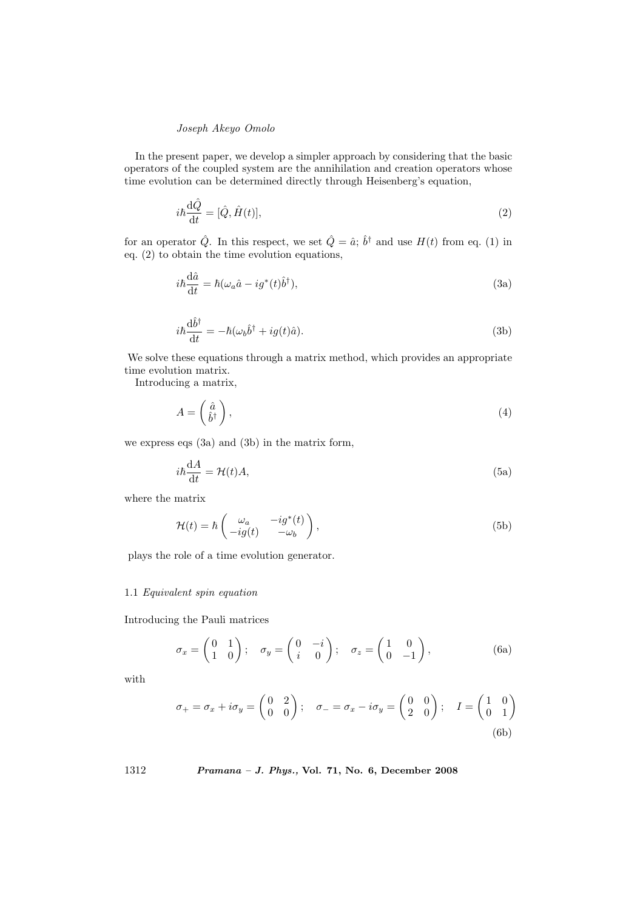In the present paper, we develop a simpler approach by considering that the basic operators of the coupled system are the annihilation and creation operators whose time evolution can be determined directly through Heisenberg's equation,

$$i\hbar \frac{\mathrm{d}\hat{Q}}{\mathrm{d}t} = [\hat{Q}, \hat{H}(t)], \tag{2}$$

for an operator $\hat{Q}$. In this respect, we set $\hat{Q} = \hat{a}$; $\hat{b}^{\dagger}$ and use $H(t)$ from eq. (1) in eq. (2) to obtain the time evolution equations,

$$i\hbar \frac{\mathrm{d}\hat{a}}{\mathrm{d}t} = \hbar(\omega_a \hat{a} - ig^*(t)\hat{b}^{\dagger}), \tag{3a}$$

$$i\hbar \frac{\mathrm{d}\hat{b}^{\dagger}}{\mathrm{d}t} = -\hbar(\omega_b \hat{b}^{\dagger} + ig(t)\hat{a}). \tag{3b}$$

We solve these equations through a matrix method, which provides an appropriate time evolution matrix.

Introducing a matrix,

$$A = \begin{pmatrix} \hat{a} \\ \hat{b}^{\dagger} \end{pmatrix}, \tag{4}$$

we express eqs (3a) and (3b) in the matrix form,

$$i\hbar \frac{\mathrm{d}A}{\mathrm{d}t} = \mathcal{H}(t)A, \tag{5a}$$

where the matrix

$$\mathcal{H}(t) = \hbar \begin{pmatrix} \omega_a & -ig^*(t) \\ -ig(t) & -\omega_b \end{pmatrix}, \tag{5b}$$

plays the role of a time evolution generator.

### 1.1 *Equivalent spin equation*

Introducing the Pauli matrices

$$\sigma_x = \begin{pmatrix} 0 & 1 \\ 1 & 0 \end{pmatrix}; \quad \sigma_y = \begin{pmatrix} 0 & -i \\ i & 0 \end{pmatrix}; \quad \sigma_z = \begin{pmatrix} 1 & 0 \\ 0 & -1 \end{pmatrix}, \tag{6a}$$

with

$$\sigma_+ = \sigma_x + i\sigma_y = \begin{pmatrix} 0 & 2 \\ 0 & 0 \end{pmatrix}; \quad \sigma_- = \sigma_x - i\sigma_y = \begin{pmatrix} 0 & 0 \\ 2 & 0 \end{pmatrix}; \quad I = \begin{pmatrix} 1 & 0 \\ 0 & 1 \end{pmatrix} \tag{6b}$$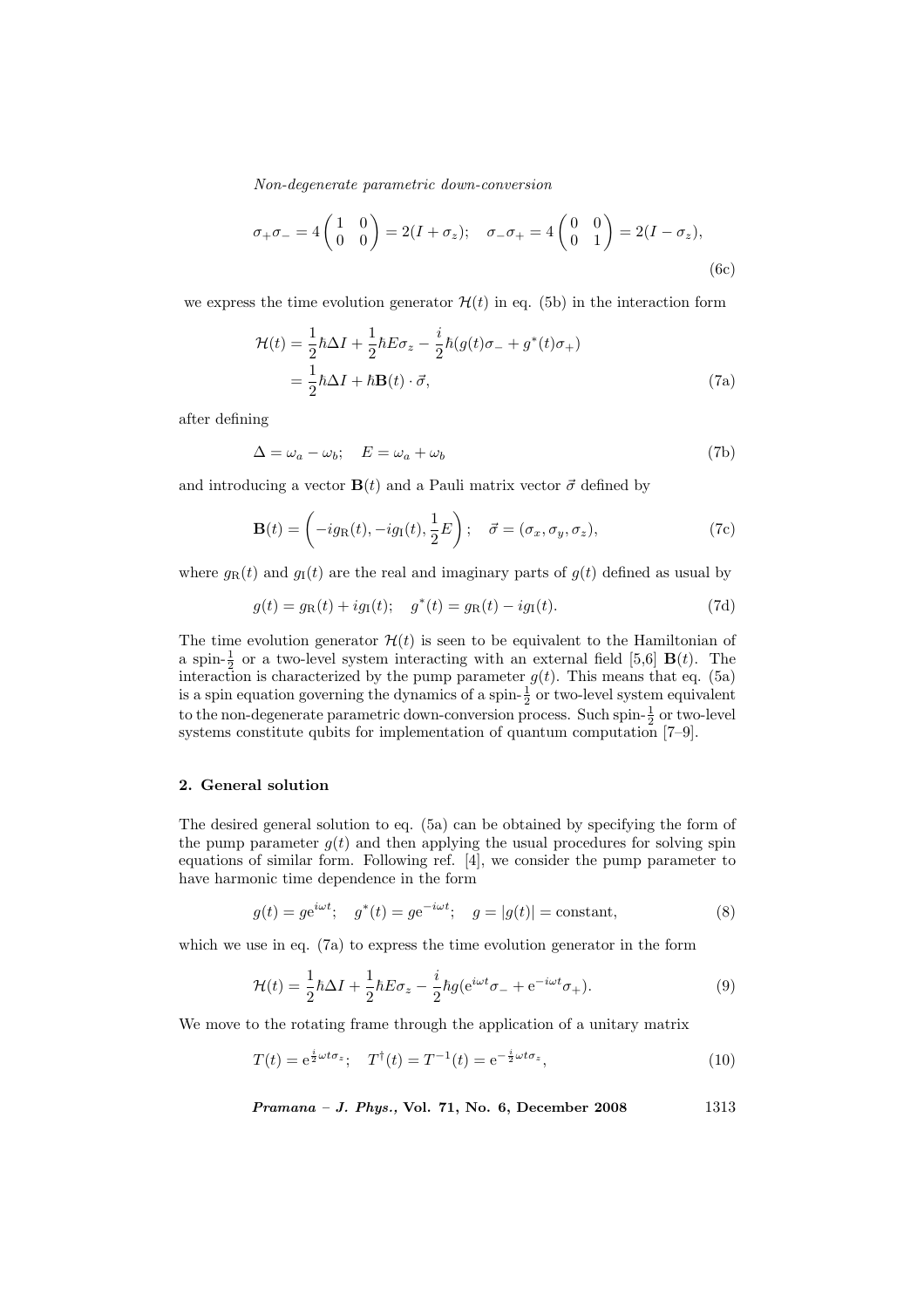$$\sigma_+\sigma_- = 4\begin{pmatrix} 1 & 0 \\ 0 & 0 \end{pmatrix} = 2(I + \sigma_z); \quad \sigma_-\sigma_+ = 4\begin{pmatrix} 0 & 0 \\ 0 & 1 \end{pmatrix} = 2(I - \sigma_z), \tag{6c}$$

we express the time evolution generator $\mathcal{H}(t)$ in eq. (5b) in the interaction form

$$\begin{aligned}\mathcal{H}(t) &= \frac{1}{2}\hbar\Delta I + \frac{1}{2}\hbar E\sigma_z - \frac{i}{2}\hbar(g(t)\sigma_- + g^*(t)\sigma_+) \\ &= \frac{1}{2}\hbar\Delta I + \hbar\mathbf{B}(t)\cdot\vec{\sigma},\end{aligned} \tag{7a}$$

after defining

$$\Delta = \omega_a - \omega_b; \quad E = \omega_a + \omega_b \tag{7b}$$

and introducing a vector $\mathbf{B}(t)$ and a Pauli matrix vector $\vec{\sigma}$ defined by

$$\mathbf{B}(t) = \left(-ig_{\mathrm{R}}(t), -ig_{\mathrm{I}}(t), \frac{1}{2}E\right); \quad \vec{\sigma} = (\sigma_x, \sigma_y, \sigma_z), \tag{7c}$$

where $g_{\mathrm{R}}(t)$ and $g_{\mathrm{I}}(t)$ are the real and imaginary parts of $g(t)$ defined as usual by

$$g(t) = g_{\mathrm{R}}(t) + ig_{\mathrm{I}}(t); \quad g^*(t) = g_{\mathrm{R}}(t) - ig_{\mathrm{I}}(t). \tag{7d}$$

The time evolution generator $\mathcal{H}(t)$ is seen to be equivalent to the Hamiltonian of a spin-$\frac{1}{2}$ or a two-level system interacting with an external field [5,6] $\mathbf{B}(t)$. The interaction is characterized by the pump parameter $g(t)$. This means that eq. (5a) is a spin equation governing the dynamics of a spin-$\frac{1}{2}$ or two-level system equivalent to the non-degenerate parametric down-conversion process. Such spin-$\frac{1}{2}$ or two-level systems constitute qubits for implementation of quantum computation [7–9].

## 2. General solution

The desired general solution to eq. (5a) can be obtained by specifying the form of the pump parameter $g(t)$ and then applying the usual procedures for solving spin equations of similar form. Following ref. [4], we consider the pump parameter to have harmonic time dependence in the form

$$g(t) = g\mathrm{e}^{i\omega t}; \quad g^*(t) = g\mathrm{e}^{-i\omega t}; \quad g = |g(t)| = \text{constant}, \tag{8}$$

which we use in eq. (7a) to express the time evolution generator in the form

$$\mathcal{H}(t) = \frac{1}{2}\hbar\Delta I + \frac{1}{2}\hbar E\sigma_z - \frac{i}{2}\hbar g(\mathrm{e}^{i\omega t}\sigma_- + \mathrm{e}^{-i\omega t}\sigma_+). \tag{9}$$

We move to the rotating frame through the application of a unitary matrix

$$T(t) = \mathrm{e}^{\frac{i}{2}\omega t\sigma_z}; \quad T^\dagger(t) = T^{-1}(t) = \mathrm{e}^{-\frac{i}{2}\omega t\sigma_z}, \tag{10}$$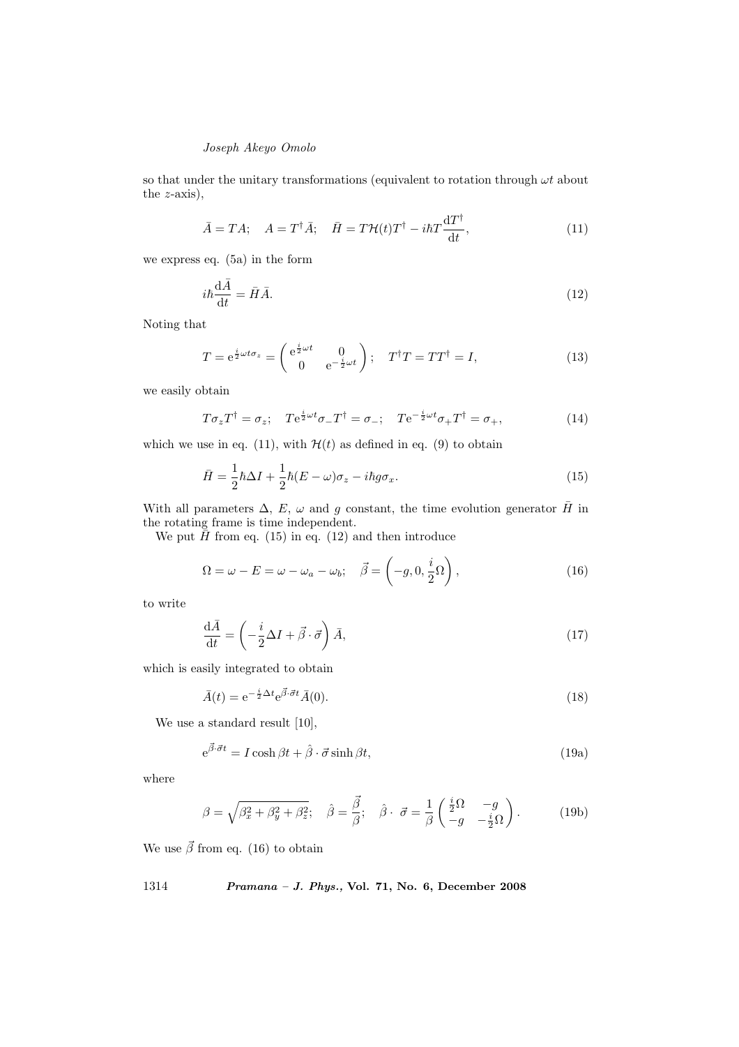so that under the unitary transformations (equivalent to rotation through $\omega t$ about the $z$-axis),

$$\bar{A} = TA; \quad A = T^{\dagger}\bar{A}; \quad \bar{H} = T\mathcal{H}(t)T^{\dagger} - i\hbar T\frac{\mathrm{d}T^{\dagger}}{\mathrm{d}t}, \tag{11}$$

we express eq. (5a) in the form

$$i\hbar\frac{\mathrm{d}\bar{A}}{\mathrm{d}t} = \bar{H}\bar{A}. \tag{12}$$

Noting that

$$T = \mathrm{e}^{\frac{i}{2}\omega t\sigma_z} = \begin{pmatrix} \mathrm{e}^{\frac{i}{2}\omega t} & 0 \\ 0 & \mathrm{e}^{-\frac{i}{2}\omega t} \end{pmatrix}; \quad T^{\dagger}T = TT^{\dagger} = I, \tag{13}$$

we easily obtain

$$T\sigma_z T^{\dagger} = \sigma_z; \quad T\mathrm{e}^{\frac{i}{2}\omega t}\sigma_- T^{\dagger} = \sigma_-; \quad T\mathrm{e}^{-\frac{i}{2}\omega t}\sigma_+ T^{\dagger} = \sigma_+, \tag{14}$$

which we use in eq. (11), with $\mathcal{H}(t)$ as defined in eq. (9) to obtain

$$\bar{H} = \frac{1}{2}\hbar\Delta I + \frac{1}{2}\hbar(E - \omega)\sigma_z - i\hbar g\sigma_x. \tag{15}$$

With all parameters $\Delta$, $E$, $\omega$ and $g$ constant, the time evolution generator $\bar{H}$ in the rotating frame is time independent.

We put $\bar{H}$ from eq. (15) in eq. (12) and then introduce

$$\Omega = \omega - E = \omega - \omega_a - \omega_b; \quad \vec{\beta} = \left(-g, 0, \frac{i}{2}\Omega\right), \tag{16}$$

to write

$$\frac{\mathrm{d}\bar{A}}{\mathrm{d}t} = \left(-\frac{i}{2}\Delta I + \vec{\beta}\cdot\vec{\sigma}\right)\bar{A}, \tag{17}$$

which is easily integrated to obtain

$$\bar{A}(t) = \mathrm{e}^{-\frac{i}{2}\Delta t}\mathrm{e}^{\vec{\beta}\cdot\vec{\sigma}t}\bar{A}(0). \tag{18}$$

We use a standard result [10],

$$\mathrm{e}^{\vec{\beta}\cdot\vec{\sigma}t} = I\cosh\beta t + \hat{\beta}\cdot\vec{\sigma}\sinh\beta t, \tag{19a}$$

where

$$\beta = \sqrt{\beta_x^2 + \beta_y^2 + \beta_z^2}; \quad \hat{\beta} = \frac{\vec{\beta}}{\beta}; \quad \hat{\beta}\cdot\ \vec{\sigma} = \frac{1}{\beta}\begin{pmatrix} \frac{i}{2}\Omega & -g \\ -g & -\frac{i}{2}\Omega \end{pmatrix}. \tag{19b}$$

We use $\vec{\beta}$ from eq. (16) to obtain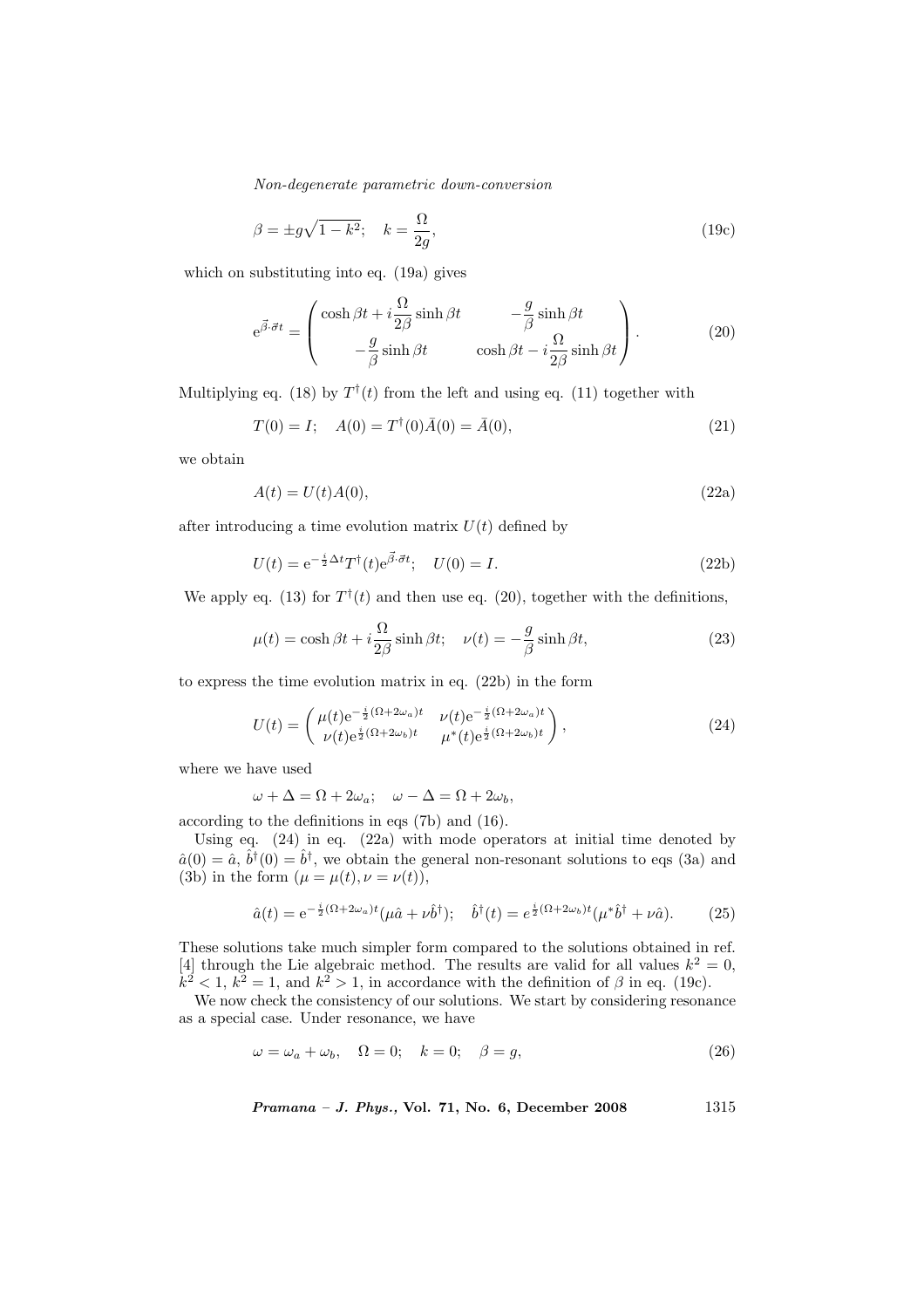$$\beta = \pm g\sqrt{1-k^2}; \quad k = \frac{\Omega}{2g}, \tag{19c}$$

which on substituting into eq. (19a) gives

$$\mathrm{e}^{\vec{\beta}\cdot\vec{\sigma}t} = \begin{pmatrix} \cosh\beta t + i\dfrac{\Omega}{2\beta}\sinh\beta t & -\dfrac{g}{\beta}\sinh\beta t \\ -\dfrac{g}{\beta}\sinh\beta t & \cosh\beta t - i\dfrac{\Omega}{2\beta}\sinh\beta t \end{pmatrix}. \tag{20}$$

Multiplying eq. (18) by $T^\dagger(t)$ from the left and using eq. (11) together with

$$T(0) = I; \quad A(0) = T^\dagger(0)\bar{A}(0) = \bar{A}(0), \tag{21}$$

we obtain

$$A(t) = U(t)A(0), \tag{22a}$$

after introducing a time evolution matrix $U(t)$ defined by

$$U(t) = \mathrm{e}^{-\frac{i}{2}\Delta t}T^\dagger(t)\mathrm{e}^{\vec{\beta}\cdot\vec{\sigma}t}; \quad U(0) = I. \tag{22b}$$

We apply eq. (13) for $T^\dagger(t)$ and then use eq. (20), together with the definitions,

$$\mu(t) = \cosh\beta t + i\frac{\Omega}{2\beta}\sinh\beta t; \quad \nu(t) = -\frac{g}{\beta}\sinh\beta t, \tag{23}$$

to express the time evolution matrix in eq. (22b) in the form

$$U(t) = \begin{pmatrix} \mu(t)\mathrm{e}^{-\frac{i}{2}(\Omega+2\omega_a)t} & \nu(t)\mathrm{e}^{-\frac{i}{2}(\Omega+2\omega_a)t} \\ \nu(t)\mathrm{e}^{\frac{i}{2}(\Omega+2\omega_b)t} & \mu^*(t)\mathrm{e}^{\frac{i}{2}(\Omega+2\omega_b)t} \end{pmatrix}, \tag{24}$$

where we have used

$$\omega + \Delta = \Omega + 2\omega_a; \quad \omega - \Delta = \Omega + 2\omega_b,$$

according to the definitions in eqs (7b) and (16).

Using eq. (24) in eq. (22a) with mode operators at initial time denoted by $\hat{a}(0) = \hat{a}$, $\hat{b}^\dagger(0) = \hat{b}^\dagger$, we obtain the general non-resonant solutions to eqs (3a) and (3b) in the form ($\mu = \mu(t), \nu = \nu(t)$),

$$\hat{a}(t) = \mathrm{e}^{-\frac{i}{2}(\Omega+2\omega_a)t}(\mu\hat{a} + \nu\hat{b}^\dagger); \quad \hat{b}^\dagger(t) = e^{\frac{i}{2}(\Omega+2\omega_b)t}(\mu^*\hat{b}^\dagger + \nu\hat{a}). \tag{25}$$

These solutions take much simpler form compared to the solutions obtained in ref. [4] through the Lie algebraic method. The results are valid for all values $k^2 = 0$, $k^2 < 1$, $k^2 = 1$, and $k^2 > 1$, in accordance with the definition of $\beta$ in eq. (19c).

We now check the consistency of our solutions. We start by considering resonance as a special case. Under resonance, we have

$$\omega = \omega_a + \omega_b, \quad \Omega = 0; \quad k = 0; \quad \beta = g, \tag{26}$$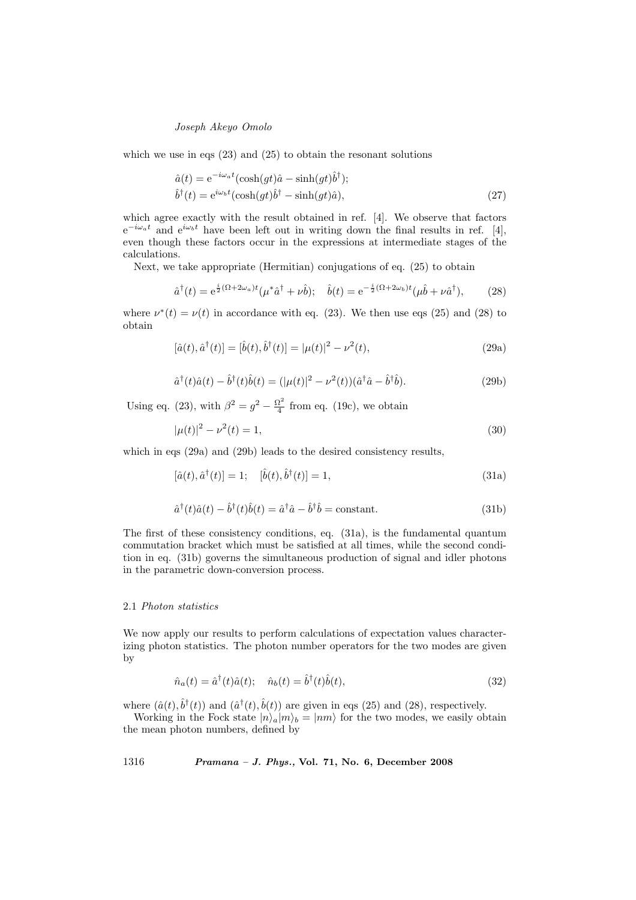which we use in eqs (23) and (25) to obtain the resonant solutions

$$\hat{a}(t) = \mathrm{e}^{-i\omega_a t}(\cosh(gt)\hat{a} - \sinh(gt)\hat{b}^\dagger);$$
$$\hat{b}^\dagger(t) = \mathrm{e}^{i\omega_b t}(\cosh(gt)\hat{b}^\dagger - \sinh(gt)\hat{a}), \tag{27}$$

which agree exactly with the result obtained in ref. [4]. We observe that factors $\mathrm{e}^{-i\omega_a t}$ and $\mathrm{e}^{i\omega_b t}$ have been left out in writing down the final results in ref. [4], even though these factors occur in the expressions at intermediate stages of the calculations.

Next, we take appropriate (Hermitian) conjugations of eq. (25) to obtain

$$\hat{a}^\dagger(t) = \mathrm{e}^{\frac{i}{2}(\Omega+2\omega_a)t}(\mu^*\hat{a}^\dagger + \nu\hat{b}); \quad \hat{b}(t) = \mathrm{e}^{-\frac{i}{2}(\Omega+2\omega_b)t}(\mu\hat{b} + \nu\hat{a}^\dagger), \tag{28}$$

where $\nu^*(t) = \nu(t)$ in accordance with eq. (23). We then use eqs (25) and (28) to obtain

$$[\hat{a}(t), \hat{a}^\dagger(t)] = [\hat{b}(t), \hat{b}^\dagger(t)] = |\mu(t)|^2 - \nu^2(t), \tag{29a}$$

$$\hat{a}^\dagger(t)\hat{a}(t) - \hat{b}^\dagger(t)\hat{b}(t) = (|\mu(t)|^2 - \nu^2(t))(\hat{a}^\dagger\hat{a} - \hat{b}^\dagger\hat{b}). \tag{29b}$$

Using eq. (23), with $\beta^2 = g^2 - \frac{\Omega^2}{4}$ from eq. (19c), we obtain

$$|\mu(t)|^2 - \nu^2(t) = 1, \tag{30}$$

which in eqs (29a) and (29b) leads to the desired consistency results,

$$[\hat{a}(t), \hat{a}^\dagger(t)] = 1; \quad [\hat{b}(t), \hat{b}^\dagger(t)] = 1, \tag{31a}$$

$$\hat{a}^\dagger(t)\hat{a}(t) - \hat{b}^\dagger(t)\hat{b}(t) = \hat{a}^\dagger\hat{a} - \hat{b}^\dagger\hat{b} = \text{constant}. \tag{31b}$$

The first of these consistency conditions, eq. (31a), is the fundamental quantum commutation bracket which must be satisfied at all times, while the second condition in eq. (31b) governs the simultaneous production of signal and idler photons in the parametric down-conversion process.

### 2.1 *Photon statistics*

We now apply our results to perform calculations of expectation values characterizing photon statistics. The photon number operators for the two modes are given by

$$\hat{n}_a(t) = \hat{a}^\dagger(t)\hat{a}(t); \quad \hat{n}_b(t) = \hat{b}^\dagger(t)\hat{b}(t), \tag{32}$$

where $(\hat{a}(t), \hat{b}^\dagger(t))$ and $(\hat{a}^\dagger(t), \hat{b}(t))$ are given in eqs (25) and (28), respectively.

Working in the Fock state $|n\rangle_a|m\rangle_b = |nm\rangle$ for the two modes, we easily obtain the mean photon numbers, defined by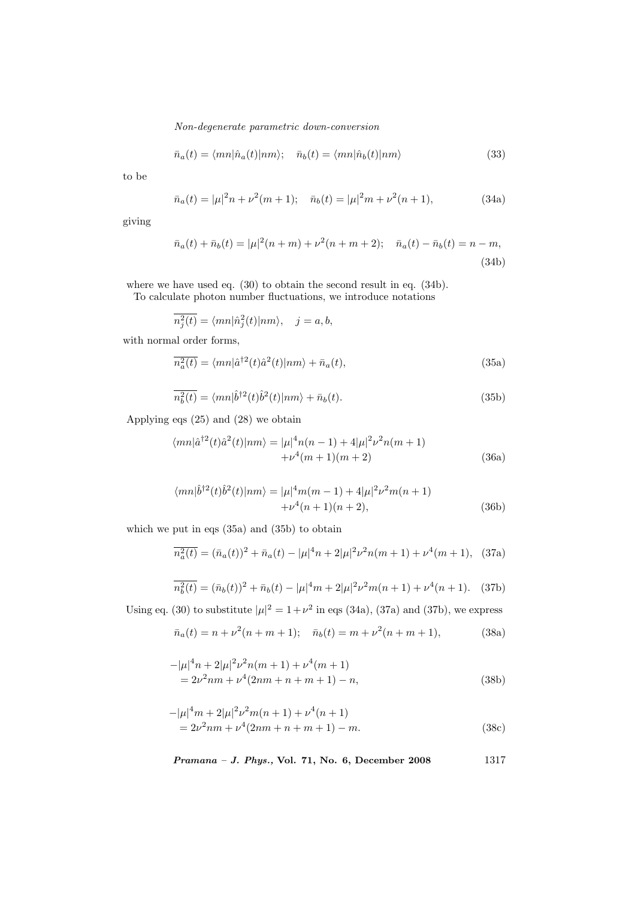$$\bar{n}_a(t) = \langle mn|\hat{n}_a(t)|nm\rangle; \quad \bar{n}_b(t) = \langle mn|\hat{n}_b(t)|nm\rangle \tag{33}$$

to be

$$\bar{n}_a(t) = |\mu|^2 n + \nu^2(m+1); \quad \bar{n}_b(t) = |\mu|^2 m + \nu^2(n+1), \tag{34a}$$

giving

$$\bar{n}_a(t) + \bar{n}_b(t) = |\mu|^2(n+m) + \nu^2(n+m+2); \quad \bar{n}_a(t) - \bar{n}_b(t) = n - m, \tag{34b}$$

where we have used eq. (30) to obtain the second result in eq. (34b).

To calculate photon number fluctuations, we introduce notations

$$\overline{n_j^2(t)} = \langle mn|\hat{n}_j^2(t)|nm\rangle, \quad j = a, b,$$

with normal order forms,

$$\overline{n_a^2(t)} = \langle mn|\hat{a}^{\dagger 2}(t)\hat{a}^2(t)|nm\rangle + \bar{n}_a(t), \tag{35a}$$

$$\overline{n_b^2(t)} = \langle mn|\hat{b}^{\dagger 2}(t)\hat{b}^2(t)|nm\rangle + \bar{n}_b(t). \tag{35b}$$

Applying eqs (25) and (28) we obtain

$$\langle mn|\hat{a}^{\dagger 2}(t)\hat{a}^2(t)|nm\rangle = |\mu|^4 n(n-1) + 4|\mu|^2\nu^2 n(m+1) + \nu^4(m+1)(m+2) \tag{36a}$$

$$\langle mn|\hat{b}^{\dagger 2}(t)\hat{b}^2(t)|nm\rangle = |\mu|^4 m(m-1) + 4|\mu|^2\nu^2 m(n+1) + \nu^4(n+1)(n+2), \tag{36b}$$

which we put in eqs (35a) and (35b) to obtain

$$\overline{n_a^2(t)} = (\bar{n}_a(t))^2 + \bar{n}_a(t) - |\mu|^4 n + 2|\mu|^2\nu^2 n(m+1) + \nu^4(m+1), \tag{37a}$$

$$\overline{n_b^2(t)} = (\bar{n}_b(t))^2 + \bar{n}_b(t) - |\mu|^4 m + 2|\mu|^2\nu^2 m(n+1) + \nu^4(n+1). \tag{37b}$$

Using eq. (30) to substitute $|\mu|^2 = 1 + \nu^2$ in eqs (34a), (37a) and (37b), we express

$$\bar{n}_a(t) = n + \nu^2(n+m+1); \quad \bar{n}_b(t) = m + \nu^2(n+m+1), \tag{38a}$$

$$-|\mu|^4 n + 2|\mu|^2\nu^2 n(m+1) + \nu^4(m+1) = 2\nu^2 nm + \nu^4(2nm + n + m + 1) - n, \tag{38b}$$

$$-|\mu|^4 m + 2|\mu|^2\nu^2 m(n+1) + \nu^4(n+1) = 2\nu^2 nm + \nu^4(2nm + n + m + 1) - m. \tag{38c}$$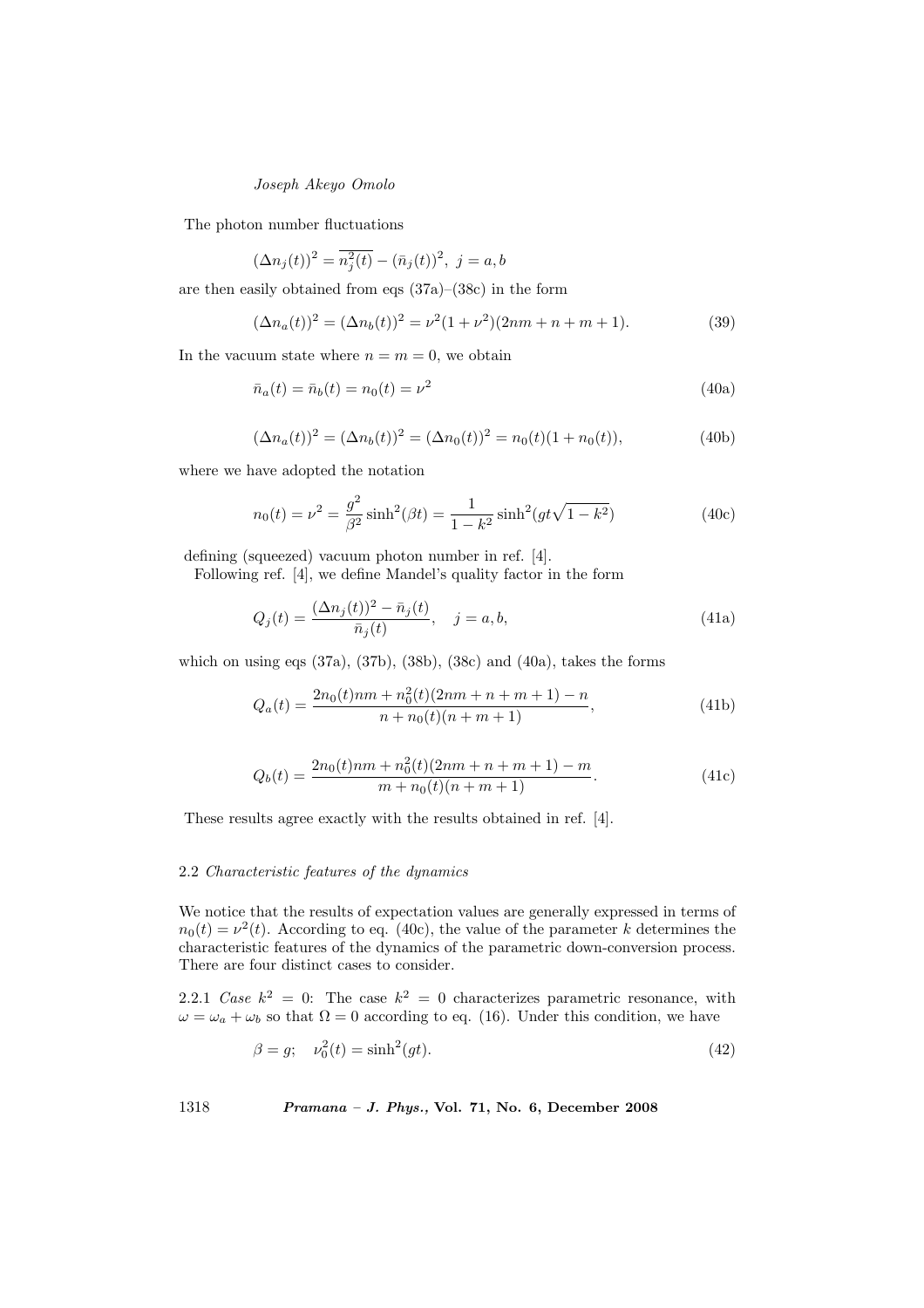The photon number fluctuations

$$(\Delta n_j(t))^2 = \overline{n_j^2(t)} - (\bar{n}_j(t))^2,\ j = a, b$$

are then easily obtained from eqs (37a)–(38c) in the form

$$(\Delta n_a(t))^2 = (\Delta n_b(t))^2 = \nu^2(1+\nu^2)(2nm + n + m + 1). \tag{39}$$

In the vacuum state where $n = m = 0$, we obtain

$$\bar{n}_a(t) = \bar{n}_b(t) = n_0(t) = \nu^2 \tag{40a}$$

$$(\Delta n_a(t))^2 = (\Delta n_b(t))^2 = (\Delta n_0(t))^2 = n_0(t)(1 + n_0(t)), \tag{40b}$$

where we have adopted the notation

$$n_0(t) = \nu^2 = \frac{g^2}{\beta^2}\sinh^2(\beta t) = \frac{1}{1-k^2}\sinh^2(gt\sqrt{1-k^2}) \tag{40c}$$

defining (squeezed) vacuum photon number in ref. [4].

Following ref. [4], we define Mandel's quality factor in the form

$$Q_j(t) = \frac{(\Delta n_j(t))^2 - \bar{n}_j(t)}{\bar{n}_j(t)}, \quad j = a, b, \tag{41a}$$

which on using eqs (37a), (37b), (38b), (38c) and (40a), takes the forms

$$Q_a(t) = \frac{2n_0(t)nm + n_0^2(t)(2nm + n + m + 1) - n}{n + n_0(t)(n + m + 1)}, \tag{41b}$$

$$Q_b(t) = \frac{2n_0(t)nm + n_0^2(t)(2nm + n + m + 1) - m}{m + n_0(t)(n + m + 1)}. \tag{41c}$$

These results agree exactly with the results obtained in ref. [4].

### 2.2 *Characteristic features of the dynamics*

We notice that the results of expectation values are generally expressed in terms of $n_0(t) = \nu^2(t)$. According to eq. (40c), the value of the parameter $k$ determines the characteristic features of the dynamics of the parametric down-conversion process. There are four distinct cases to consider.

2.2.1 *Case* $k^2 = 0$: The case $k^2 = 0$ characterizes parametric resonance, with $\omega = \omega_a + \omega_b$ so that $\Omega = 0$ according to eq. (16). Under this condition, we have

$$\beta = g; \quad \nu_0^2(t) = \sinh^2(gt). \tag{42}$$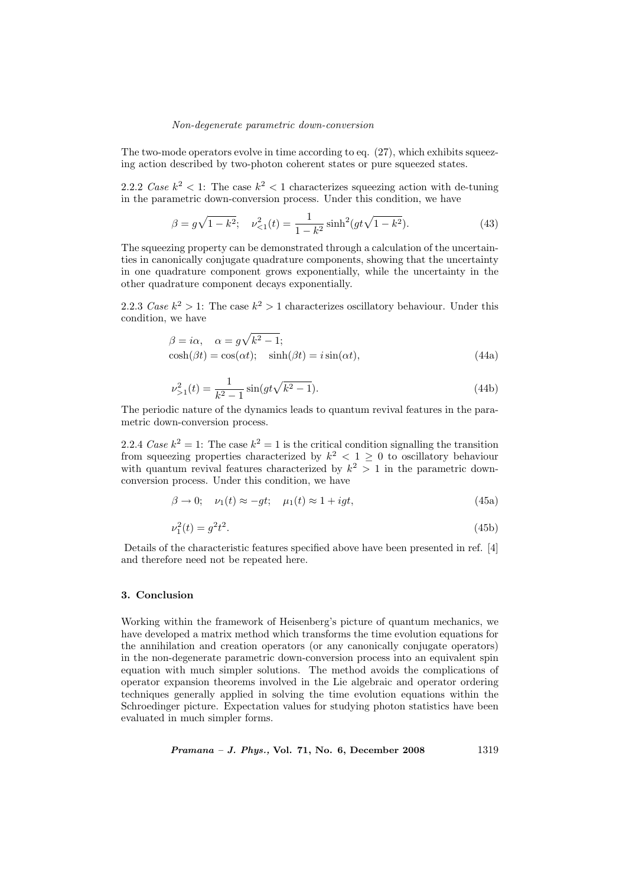The two-mode operators evolve in time according to eq. (27), which exhibits squeezing action described by two-photon coherent states or pure squeezed states.

2.2.2 *Case* $k^2 < 1$: The case $k^2 < 1$ characterizes squeezing action with de-tuning in the parametric down-conversion process. Under this condition, we have

$$\beta = g\sqrt{1-k^2}; \quad \nu_{<1}^2(t) = \frac{1}{1-k^2}\sinh^2(gt\sqrt{1-k^2}). \tag{43}$$

The squeezing property can be demonstrated through a calculation of the uncertainties in canonically conjugate quadrature components, showing that the uncertainty in one quadrature component grows exponentially, while the uncertainty in the other quadrature component decays exponentially.

2.2.3 *Case* $k^2 > 1$: The case $k^2 > 1$ characterizes oscillatory behaviour. Under this condition, we have

$$\begin{aligned} &\beta = i\alpha, \quad \alpha = g\sqrt{k^2-1}; \\ &\cosh(\beta t) = \cos(\alpha t); \quad \sinh(\beta t) = i\sin(\alpha t), \end{aligned} \tag{44a}$$

$$\nu_{>1}^2(t) = \frac{1}{k^2-1}\sin(gt\sqrt{k^2-1}). \tag{44b}$$

The periodic nature of the dynamics leads to quantum revival features in the parametric down-conversion process.

2.2.4 *Case* $k^2 = 1$: The case $k^2 = 1$ is the critical condition signalling the transition from squeezing properties characterized by $k^2 < 1 \geq 0$ to oscillatory behaviour with quantum revival features characterized by $k^2 > 1$ in the parametric down-conversion process. Under this condition, we have

$$\beta \to 0; \quad \nu_1(t) \approx -gt; \quad \mu_1(t) \approx 1 + igt, \tag{45a}$$

$$\nu_1^2(t) = g^2t^2. \tag{45b}$$

Details of the characteristic features specified above have been presented in ref. [4] and therefore need not be repeated here.

## 3. Conclusion

Working within the framework of Heisenberg's picture of quantum mechanics, we have developed a matrix method which transforms the time evolution equations for the annihilation and creation operators (or any canonically conjugate operators) in the non-degenerate parametric down-conversion process into an equivalent spin equation with much simpler solutions. The method avoids the complications of operator expansion theorems involved in the Lie algebraic and operator ordering techniques generally applied in solving the time evolution equations within the Schroedinger picture. Expectation values for studying photon statistics have been evaluated in much simpler forms.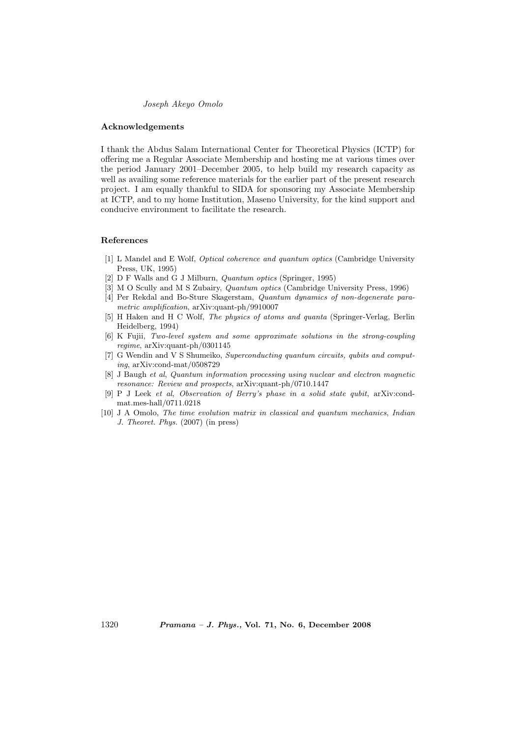## Acknowledgements

I thank the Abdus Salam International Center for Theoretical Physics (ICTP) for offering me a Regular Associate Membership and hosting me at various times over the period January 2001–December 2005, to help build my research capacity as well as availing some reference materials for the earlier part of the present research project. I am equally thankful to SIDA for sponsoring my Associate Membership at ICTP, and to my home Institution, Maseno University, for the kind support and conducive environment to facilitate the research.

## References

[1] L Mandel and E Wolf, *Optical coherence and quantum optics* (Cambridge University Press, UK, 1995)

[2] D F Walls and G J Milburn, *Quantum optics* (Springer, 1995)

[3] M O Scully and M S Zubairy, *Quantum optics* (Cambridge University Press, 1996)

[4] Per Rekdal and Bo-Sture Skagerstam, *Quantum dynamics of non-degenerate parametric amplification*, arXiv:quant-ph/9910007

[5] H Haken and H C Wolf, *The physics of atoms and quanta* (Springer-Verlag, Berlin Heidelberg, 1994)

[6] K Fujii, *Two-level system and some approximate solutions in the strong-coupling regime*, arXiv:quant-ph/0301145

[7] G Wendin and V S Shumeiko, *Superconducting quantum circuits, qubits and computing*, arXiv:cond-mat/0508729

[8] J Baugh *et al*, *Quantum information processing using nuclear and electron magnetic resonance: Review and prospects*, arXiv:quant-ph/0710.1447

[9] P J Leek *et al*, *Observation of Berry's phase in a solid state qubit*, arXiv:cond-mat.mes-hall/0711.0218

[10] J A Omolo, *The time evolution matrix in classical and quantum mechanics*, *Indian J. Theoret. Phys.* (2007) (in press)